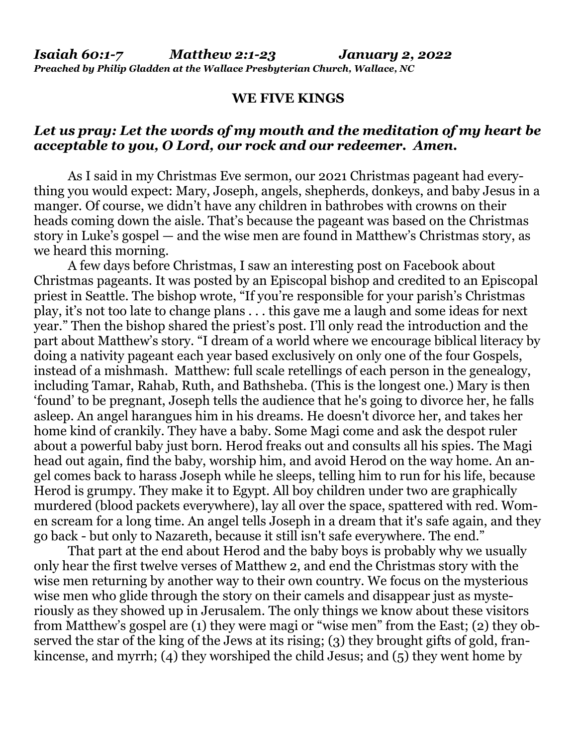*Isaiah 60:1-7 Matthew 2:1-23 January 2, 2022*
*Preached by Philip Gladden at the Wallace Presbyterian Church, Wallace, NC*

**WE FIVE KINGS**

***Let us pray: Let the words of my mouth and the meditation of my heart be acceptable to you, O Lord, our rock and our redeemer. Amen.***

As I said in my Christmas Eve sermon, our 2021 Christmas pageant had everything you would expect: Mary, Joseph, angels, shepherds, donkeys, and baby Jesus in a manger. Of course, we didn't have any children in bathrobes with crowns on their heads coming down the aisle. That's because the pageant was based on the Christmas story in Luke's gospel — and the wise men are found in Matthew's Christmas story, as we heard this morning.

A few days before Christmas, I saw an interesting post on Facebook about Christmas pageants. It was posted by an Episcopal bishop and credited to an Episcopal priest in Seattle. The bishop wrote, "If you're responsible for your parish's Christmas play, it's not too late to change plans . . . this gave me a laugh and some ideas for next year." Then the bishop shared the priest's post. I'll only read the introduction and the part about Matthew's story. "I dream of a world where we encourage biblical literacy by doing a nativity pageant each year based exclusively on only one of the four Gospels, instead of a mishmash. Matthew: full scale retellings of each person in the genealogy, including Tamar, Rahab, Ruth, and Bathsheba. (This is the longest one.) Mary is then 'found' to be pregnant, Joseph tells the audience that he's going to divorce her, he falls asleep. An angel harangues him in his dreams. He doesn't divorce her, and takes her home kind of crankily. They have a baby. Some Magi come and ask the despot ruler about a powerful baby just born. Herod freaks out and consults all his spies. The Magi head out again, find the baby, worship him, and avoid Herod on the way home. An angel comes back to harass Joseph while he sleeps, telling him to run for his life, because Herod is grumpy. They make it to Egypt. All boy children under two are graphically murdered (blood packets everywhere), lay all over the space, spattered with red. Women scream for a long time. An angel tells Joseph in a dream that it's safe again, and they go back - but only to Nazareth, because it still isn't safe everywhere. The end."

That part at the end about Herod and the baby boys is probably why we usually only hear the first twelve verses of Matthew 2, and end the Christmas story with the wise men returning by another way to their own country. We focus on the mysterious wise men who glide through the story on their camels and disappear just as mysteriously as they showed up in Jerusalem. The only things we know about these visitors from Matthew's gospel are (1) they were magi or "wise men" from the East; (2) they observed the star of the king of the Jews at its rising; (3) they brought gifts of gold, frankincense, and myrrh; (4) they worshiped the child Jesus; and (5) they went home by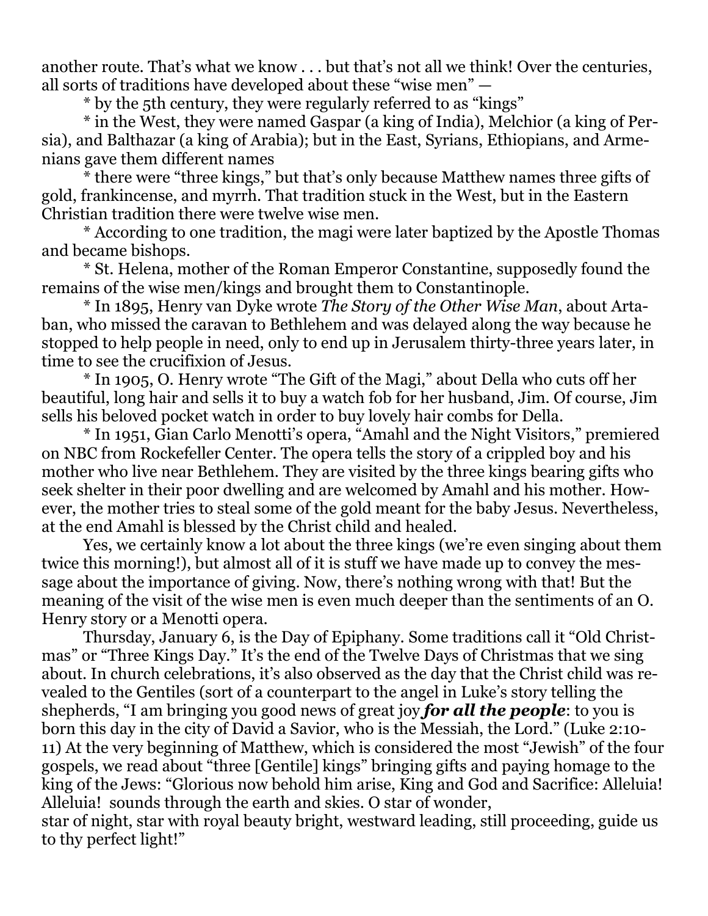another route. That's what we know . . . but that's not all we think! Over the centuries, all sorts of traditions have developed about these "wise men" —

* by the 5th century, they were regularly referred to as "kings"

* in the West, they were named Gaspar (a king of India), Melchior (a king of Persia), and Balthazar (a king of Arabia); but in the East, Syrians, Ethiopians, and Armenians gave them different names

* there were "three kings," but that's only because Matthew names three gifts of gold, frankincense, and myrrh. That tradition stuck in the West, but in the Eastern Christian tradition there were twelve wise men.

* According to one tradition, the magi were later baptized by the Apostle Thomas and became bishops.

* St. Helena, mother of the Roman Emperor Constantine, supposedly found the remains of the wise men/kings and brought them to Constantinople.

* In 1895, Henry van Dyke wrote *The Story of the Other Wise Man*, about Artaban, who missed the caravan to Bethlehem and was delayed along the way because he stopped to help people in need, only to end up in Jerusalem thirty-three years later, in time to see the crucifixion of Jesus.

* In 1905, O. Henry wrote "The Gift of the Magi," about Della who cuts off her beautiful, long hair and sells it to buy a watch fob for her husband, Jim. Of course, Jim sells his beloved pocket watch in order to buy lovely hair combs for Della.

* In 1951, Gian Carlo Menotti's opera, "Amahl and the Night Visitors," premiered on NBC from Rockefeller Center. The opera tells the story of a crippled boy and his mother who live near Bethlehem. They are visited by the three kings bearing gifts who seek shelter in their poor dwelling and are welcomed by Amahl and his mother. However, the mother tries to steal some of the gold meant for the baby Jesus. Nevertheless, at the end Amahl is blessed by the Christ child and healed.

Yes, we certainly know a lot about the three kings (we're even singing about them twice this morning!), but almost all of it is stuff we have made up to convey the message about the importance of giving. Now, there's nothing wrong with that! But the meaning of the visit of the wise men is even much deeper than the sentiments of an O. Henry story or a Menotti opera.

Thursday, January 6, is the Day of Epiphany. Some traditions call it "Old Christmas" or "Three Kings Day." It's the end of the Twelve Days of Christmas that we sing about. In church celebrations, it's also observed as the day that the Christ child was revealed to the Gentiles (sort of a counterpart to the angel in Luke's story telling the shepherds, "I am bringing you good news of great joy ***for all the people***: to you is born this day in the city of David a Savior, who is the Messiah, the Lord." (Luke 2:10-11) At the very beginning of Matthew, which is considered the most "Jewish" of the four gospels, we read about "three [Gentile] kings" bringing gifts and paying homage to the king of the Jews: "Glorious now behold him arise, King and God and Sacrifice: Alleluia! Alleluia! sounds through the earth and skies. O star of wonder, star of night, star with royal beauty bright, westward leading, still proceeding, guide us to thy perfect light!"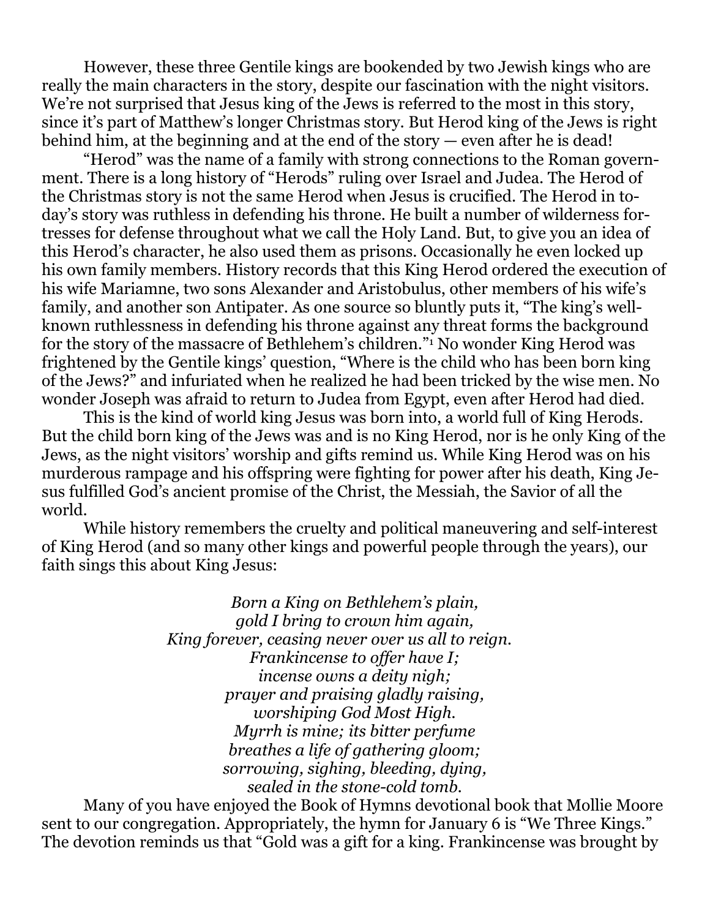However, these three Gentile kings are bookended by two Jewish kings who are really the main characters in the story, despite our fascination with the night visitors. We're not surprised that Jesus king of the Jews is referred to the most in this story, since it's part of Matthew's longer Christmas story. But Herod king of the Jews is right behind him, at the beginning and at the end of the story — even after he is dead!

"Herod" was the name of a family with strong connections to the Roman government. There is a long history of "Herods" ruling over Israel and Judea. The Herod of the Christmas story is not the same Herod when Jesus is crucified. The Herod in today's story was ruthless in defending his throne. He built a number of wilderness fortresses for defense throughout what we call the Holy Land. But, to give you an idea of this Herod's character, he also used them as prisons. Occasionally he even locked up his own family members. History records that this King Herod ordered the execution of his wife Mariamne, two sons Alexander and Aristobulus, other members of his wife's family, and another son Antipater. As one source so bluntly puts it, "The king's well-known ruthlessness in defending his throne against any threat forms the background for the story of the massacre of Bethlehem's children."[1] No wonder King Herod was frightened by the Gentile kings' question, "Where is the child who has been born king of the Jews?" and infuriated when he realized he had been tricked by the wise men. No wonder Joseph was afraid to return to Judea from Egypt, even after Herod had died.

This is the kind of world king Jesus was born into, a world full of King Herods. But the child born king of the Jews was and is no King Herod, nor is he only King of the Jews, as the night visitors' worship and gifts remind us. While King Herod was on his murderous rampage and his offspring were fighting for power after his death, King Jesus fulfilled God's ancient promise of the Christ, the Messiah, the Savior of all the world.

While history remembers the cruelty and political maneuvering and self-interest of King Herod (and so many other kings and powerful people through the years), our faith sings this about King Jesus:

*Born a King on Bethlehem's plain,*
*gold I bring to crown him again,*
*King forever, ceasing never over us all to reign.*
*Frankincense to offer have I;*
*incense owns a deity nigh;*
*prayer and praising gladly raising,*
*worshiping God Most High.*
*Myrrh is mine; its bitter perfume*
*breathes a life of gathering gloom;*
*sorrowing, sighing, bleeding, dying,*
*sealed in the stone-cold tomb.*

Many of you have enjoyed the Book of Hymns devotional book that Mollie Moore sent to our congregation. Appropriately, the hymn for January 6 is "We Three Kings." The devotion reminds us that "Gold was a gift for a king. Frankincense was brought by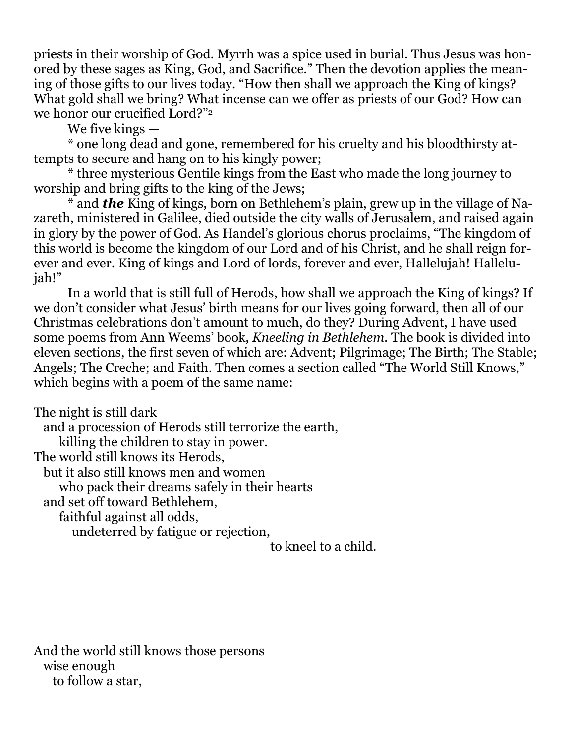priests in their worship of God. Myrrh was a spice used in burial. Thus Jesus was honored by these sages as King, God, and Sacrifice." Then the devotion applies the meaning of those gifts to our lives today. "How then shall we approach the King of kings? What gold shall we bring? What incense can we offer as priests of our God? How can we honor our crucified Lord?"[2]

We five kings —

* one long dead and gone, remembered for his cruelty and his bloodthirsty attempts to secure and hang on to his kingly power;

* three mysterious Gentile kings from the East who made the long journey to worship and bring gifts to the king of the Jews;

* and ***the*** King of kings, born on Bethlehem's plain, grew up in the village of Nazareth, ministered in Galilee, died outside the city walls of Jerusalem, and raised again in glory by the power of God. As Handel's glorious chorus proclaims, "The kingdom of this world is become the kingdom of our Lord and of his Christ, and he shall reign forever and ever. King of kings and Lord of lords, forever and ever, Hallelujah! Hallelujah!"

In a world that is still full of Herods, how shall we approach the King of kings? If we don't consider what Jesus' birth means for our lives going forward, then all of our Christmas celebrations don't amount to much, do they? During Advent, I have used some poems from Ann Weems' book, *Kneeling in Bethlehem*. The book is divided into eleven sections, the first seven of which are: Advent; Pilgrimage; The Birth; The Stable; Angels; The Creche; and Faith. Then comes a section called "The World Still Knows," which begins with a poem of the same name:

The night is still dark
  and a procession of Herods still terrorize the earth,
    killing the children to stay in power.
The world still knows its Herods,
  but it also still knows men and women
    who pack their dreams safely in their hearts
  and set off toward Bethlehem,
    faithful against all odds,
      undeterred by fatigue or rejection,
                    to kneel to a child.

And the world still knows those persons
  wise enough
    to follow a star,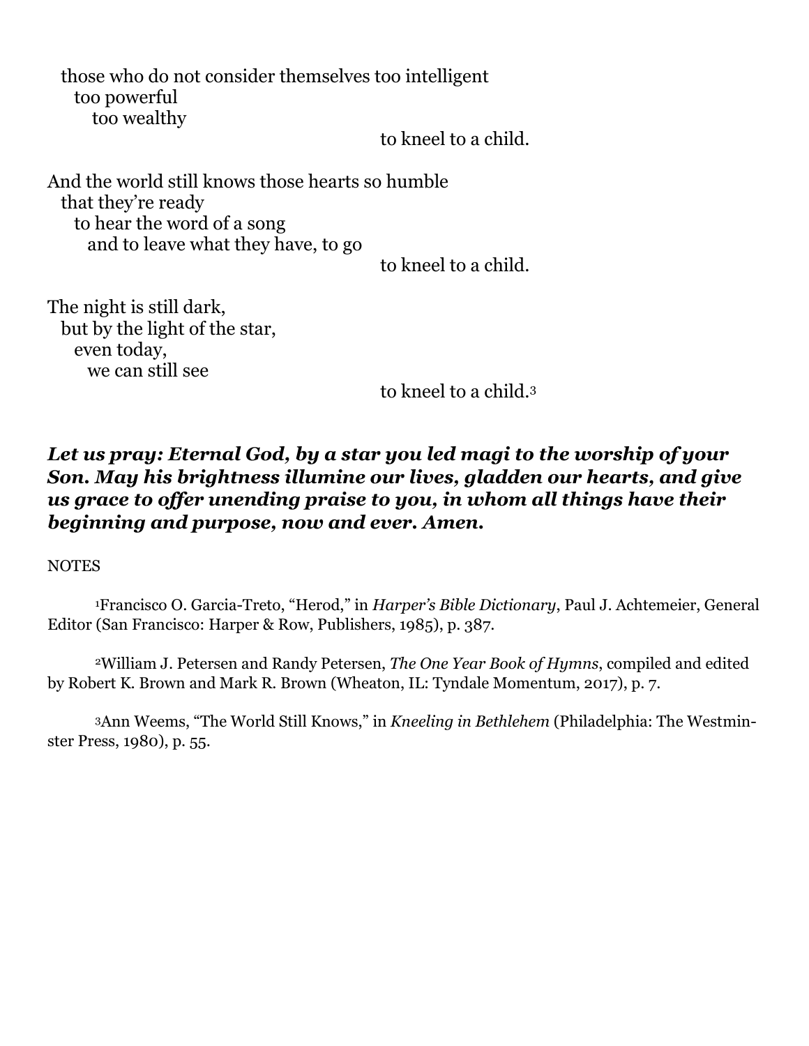those who do not consider themselves too intelligent
too powerful
too wealthy
to kneel to a child.

And the world still knows those hearts so humble
that they're ready
to hear the word of a song
and to leave what they have, to go
to kneel to a child.

The night is still dark,
but by the light of the star,
even today,
we can still see
to kneel to a child.[3]

***Let us pray: Eternal God, by a star you led magi to the worship of your Son. May his brightness illumine our lives, gladden our hearts, and give us grace to offer unending praise to you, in whom all things have their beginning and purpose, now and ever. Amen.***

NOTES

[1]Francisco O. Garcia-Treto, "Herod," in *Harper's Bible Dictionary*, Paul J. Achtemeier, General Editor (San Francisco: Harper & Row, Publishers, 1985), p. 387.

[2]William J. Petersen and Randy Petersen, *The One Year Book of Hymns*, compiled and edited by Robert K. Brown and Mark R. Brown (Wheaton, IL: Tyndale Momentum, 2017), p. 7.

[3]Ann Weems, "The World Still Knows," in *Kneeling in Bethlehem* (Philadelphia: The Westminster Press, 1980), p. 55.